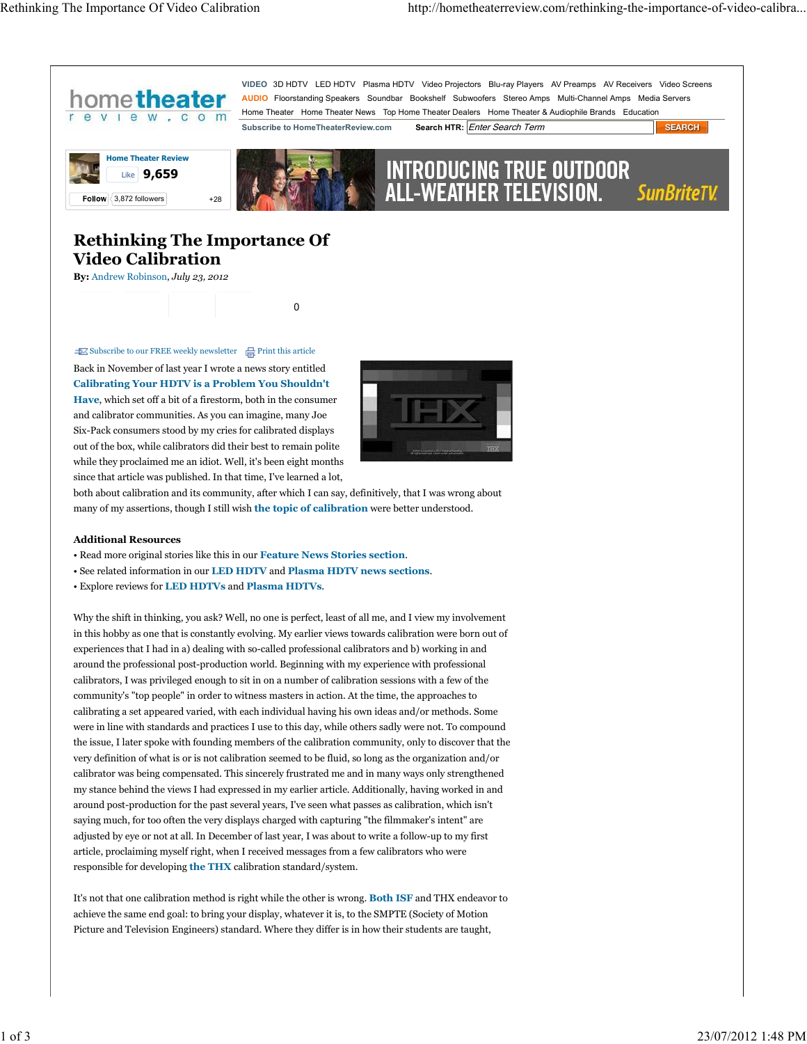# Rethinking The Importance Of Video Calibration

**By:** Andrew Robinson, *July 23, 2012*

Back in November of last year I wrote a news story entitled **Calibrating Your HDTV is a Problem You Shouldn't Have**, which set off a bit of a firestorm, both in the consumer and calibrator communities. As you can imagine, many Joe Six-Pack consumers stood by my cries for calibrated displays out of the box, while calibrators did their best to remain polite while they proclaimed me an idiot. Well, it's been eight months since that article was published. In that time, I've learned a lot, both about calibration and its community, after which I can say, definitively, that I was wrong about many of my assertions, though I still wish **the topic of calibration** were better understood.

### Additional Resources

- Read more original stories like this in our **Feature News Stories section**.
- See related information in our **LED HDTV** and **Plasma HDTV news sections**.
- Explore reviews for **LED HDTVs** and **Plasma HDTVs**.

Why the shift in thinking, you ask? Well, no one is perfect, least of all me, and I view my involvement in this hobby as one that is constantly evolving. My earlier views towards calibration were born out of experiences that I had in a) dealing with so-called professional calibrators and b) working in and around the professional post-production world. Beginning with my experience with professional calibrators, I was privileged enough to sit in on a number of calibration sessions with a few of the community's "top people" in order to witness masters in action. At the time, the approaches to calibrating a set appeared varied, with each individual having his own ideas and/or methods. Some were in line with standards and practices I use to this day, while others sadly were not. To compound the issue, I later spoke with founding members of the calibration community, only to discover that the very definition of what is or is not calibration seemed to be fluid, so long as the organization and/or calibrator was being compensated. This sincerely frustrated me and in many ways only strengthened my stance behind the views I had expressed in my earlier article. Additionally, having worked in and around post-production for the past several years, I've seen what passes as calibration, which isn't saying much, for too often the very displays charged with capturing "the filmmaker's intent" are adjusted by eye or not at all. In December of last year, I was about to write a follow-up to my first article, proclaiming myself right, when I received messages from a few calibrators who were responsible for developing **the THX** calibration standard/system.

It's not that one calibration method is right while the other is wrong. **Both ISF** and THX endeavor to achieve the same end goal: to bring your display, whatever it is, to the SMPTE (Society of Motion Picture and Television Engineers) standard. Where they differ is in how their students are taught,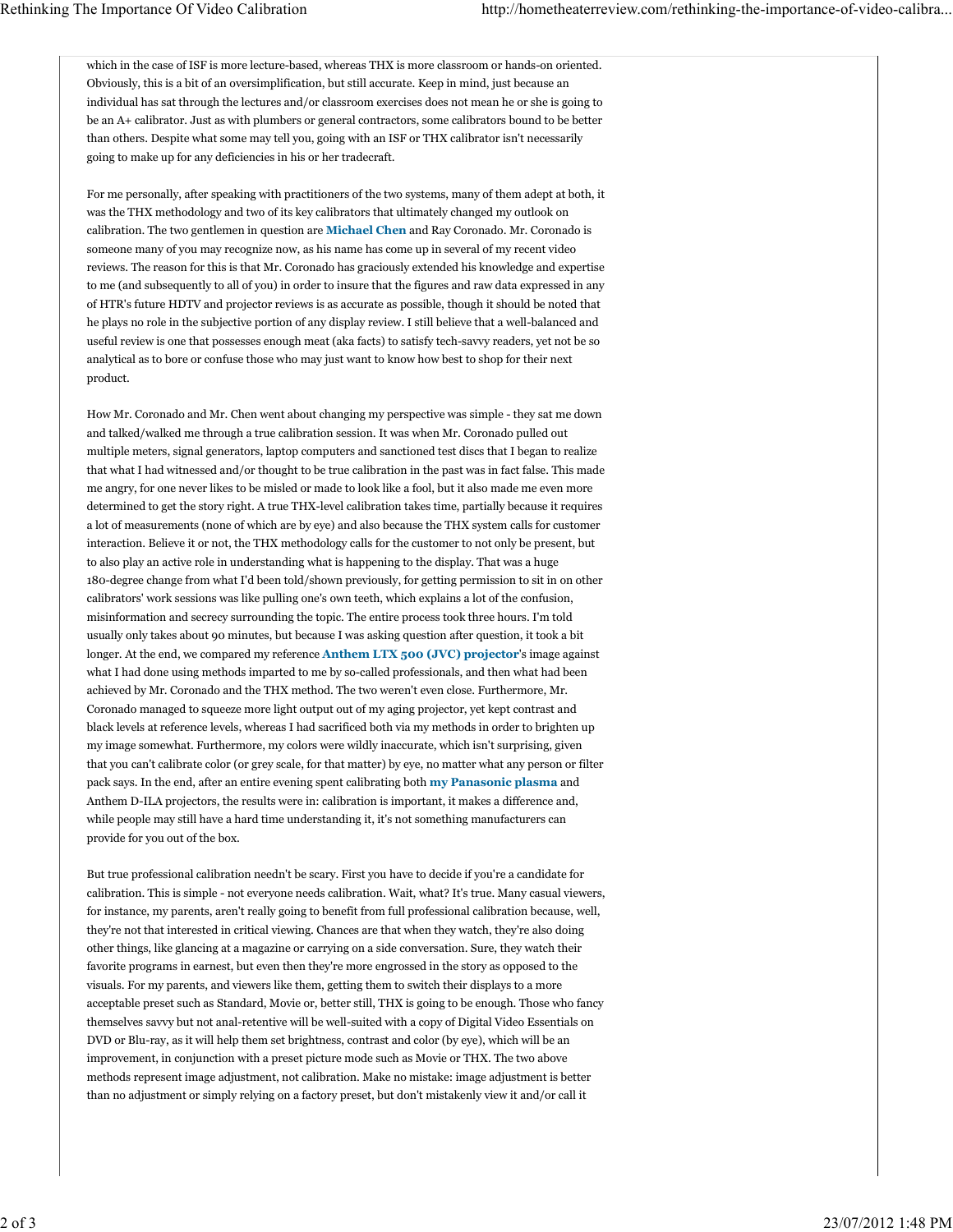which in the case of ISF is more lecture-based, whereas THX is more classroom or hands-on oriented. Obviously, this is a bit of an oversimplification, but still accurate. Keep in mind, just because an individual has sat through the lectures and/or classroom exercises does not mean he or she is going to be an A+ calibrator. Just as with plumbers or general contractors, some calibrators bound to be better than others. Despite what some may tell you, going with an ISF or THX calibrator isn't necessarily going to make up for any deficiencies in his or her tradecraft.

For me personally, after speaking with practitioners of the two systems, many of them adept at both, it was the THX methodology and two of its key calibrators that ultimately changed my outlook on calibration. The two gentlemen in question are **Michael Chen** and Ray Coronado. Mr. Coronado is someone many of you may recognize now, as his name has come up in several of my recent video reviews. The reason for this is that Mr. Coronado has graciously extended his knowledge and expertise to me (and subsequently to all of you) in order to insure that the figures and raw data expressed in any of HTR's future HDTV and projector reviews is as accurate as possible, though it should be noted that he plays no role in the subjective portion of any display review. I still believe that a well-balanced and useful review is one that possesses enough meat (aka facts) to satisfy tech-savvy readers, yet not be so analytical as to bore or confuse those who may just want to know how best to shop for their next product.

How Mr. Coronado and Mr. Chen went about changing my perspective was simple - they sat me down and talked/walked me through a true calibration session. It was when Mr. Coronado pulled out multiple meters, signal generators, laptop computers and sanctioned test discs that I began to realize that what I had witnessed and/or thought to be true calibration in the past was in fact false. This made me angry, for one never likes to be misled or made to look like a fool, but it also made me even more determined to get the story right. A true THX-level calibration takes time, partially because it requires a lot of measurements (none of which are by eye) and also because the THX system calls for customer interaction. Believe it or not, the THX methodology calls for the customer to not only be present, but to also play an active role in understanding what is happening to the display. That was a huge 180-degree change from what I'd been told/shown previously, for getting permission to sit in on other calibrators' work sessions was like pulling one's own teeth, which explains a lot of the confusion, misinformation and secrecy surrounding the topic. The entire process took three hours. I'm told usually only takes about 90 minutes, but because I was asking question after question, it took a bit longer. At the end, we compared my reference **Anthem LTX 500 (JVC) projector**'s image against what I had done using methods imparted to me by so-called professionals, and then what had been achieved by Mr. Coronado and the THX method. The two weren't even close. Furthermore, Mr. Coronado managed to squeeze more light output out of my aging projector, yet kept contrast and black levels at reference levels, whereas I had sacrificed both via my methods in order to brighten up my image somewhat. Furthermore, my colors were wildly inaccurate, which isn't surprising, given that you can't calibrate color (or grey scale, for that matter) by eye, no matter what any person or filter pack says. In the end, after an entire evening spent calibrating both **my Panasonic plasma** and Anthem D-ILA projectors, the results were in: calibration is important, it makes a difference and, while people may still have a hard time understanding it, it's not something manufacturers can provide for you out of the box.

But true professional calibration needn't be scary. First you have to decide if you're a candidate for calibration. This is simple - not everyone needs calibration. Wait, what? It's true. Many casual viewers, for instance, my parents, aren't really going to benefit from full professional calibration because, well, they're not that interested in critical viewing. Chances are that when they watch, they're also doing other things, like glancing at a magazine or carrying on a side conversation. Sure, they watch their favorite programs in earnest, but even then they're more engrossed in the story as opposed to the visuals. For my parents, and viewers like them, getting them to switch their displays to a more acceptable preset such as Standard, Movie or, better still, THX is going to be enough. Those who fancy themselves savvy but not anal-retentive will be well-suited with a copy of Digital Video Essentials on DVD or Blu-ray, as it will help them set brightness, contrast and color (by eye), which will be an improvement, in conjunction with a preset picture mode such as Movie or THX. The two above methods represent image adjustment, not calibration. Make no mistake: image adjustment is better than no adjustment or simply relying on a factory preset, but don't mistakenly view it and/or call it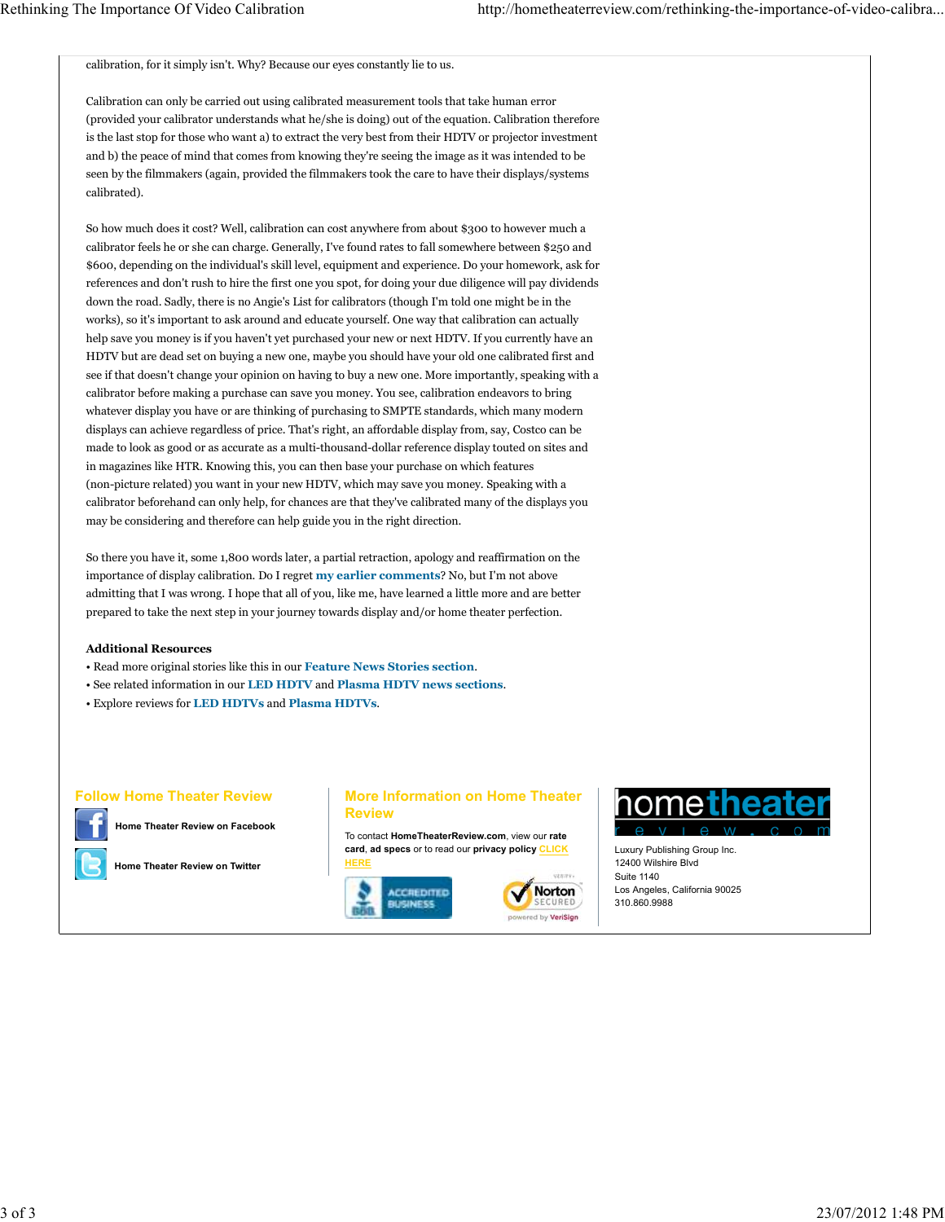calibration, for it simply isn't. Why? Because our eyes constantly lie to us.

Calibration can only be carried out using calibrated measurement tools that take human error (provided your calibrator understands what he/she is doing) out of the equation. Calibration therefore is the last stop for those who want a) to extract the very best from their HDTV or projector investment and b) the peace of mind that comes from knowing they're seeing the image as it was intended to be seen by the filmmakers (again, provided the filmmakers took the care to have their displays/systems calibrated).

So how much does it cost? Well, calibration can cost anywhere from about $300 to however much a calibrator feels he or she can charge. Generally, I've found rates to fall somewhere between $250 and $600, depending on the individual's skill level, equipment and experience. Do your homework, ask for references and don't rush to hire the first one you spot, for doing your due diligence will pay dividends down the road. Sadly, there is no Angie's List for calibrators (though I'm told one might be in the works), so it's important to ask around and educate yourself. One way that calibration can actually help save you money is if you haven't yet purchased your new or next HDTV. If you currently have an HDTV but are dead set on buying a new one, maybe you should have your old one calibrated first and see if that doesn't change your opinion on having to buy a new one. More importantly, speaking with a calibrator before making a purchase can save you money. You see, calibration endeavors to bring whatever display you have or are thinking of purchasing to SMPTE standards, which many modern displays can achieve regardless of price. That's right, an affordable display from, say, Costco can be made to look as good or as accurate as a multi-thousand-dollar reference display touted on sites and in magazines like HTR. Knowing this, you can then base your purchase on which features (non-picture related) you want in your new HDTV, which may save you money. Speaking with a calibrator beforehand can only help, for chances are that they've calibrated many of the displays you may be considering and therefore can help guide you in the right direction.

So there you have it, some 1,800 words later, a partial retraction, apology and reaffirmation on the importance of display calibration. Do I regret **my earlier comments**? No, but I'm not above admitting that I was wrong. I hope that all of you, like me, have learned a little more and are better prepared to take the next step in your journey towards display and/or home theater perfection.

**Additional Resources**

- Read more original stories like this in our **Feature News Stories section**.
- See related information in our **LED HDTV** and **Plasma HDTV news sections**.
- Explore reviews for **LED HDTVs** and **Plasma HDTVs**.

## Follow Home Theater Review

Home Theater Review on Facebook

Home Theater Review on Twitter

## More Information on Home Theater Review

To contact **HomeTheaterReview.com**, view our **rate card**, **ad specs** or to read our **privacy policy** CLICK HERE

hometheater review.com

Luxury Publishing Group Inc.
12400 Wilshire Blvd
Suite 1140
Los Angeles, California 90025
310.860.9988